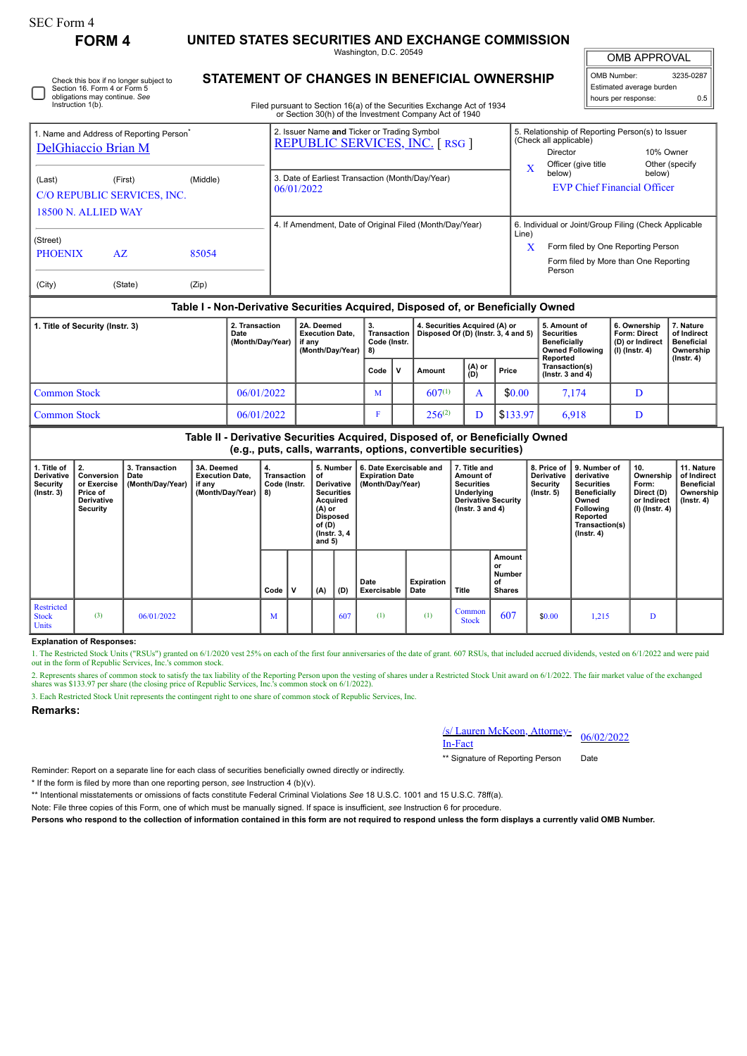SEC Form 4

# FORM 4

## UNITED STATES SECURITIES AND EXCHANGE COMMISSION

Washington, D.C. 20549

## STATEMENT OF CHANGES IN BENEFICIAL OWNERSHIP

Filed pursuant to Section 16(a) of the Securities Exchange Act of 1934 or Section 30(h) of the Investment Company Act of 1940

| OMB APPROVAL | |
|---|---|
| OMB Number: | 3235-0287 |
| Estimated average burden | |
| hours per response: | 0.5 |

☐ Check this box if no longer subject to Section 16. Form 4 or Form 5 obligations may continue. *See* Instruction 1(b).

| 1. Name and Address of Reporting Person* | 2. Issuer Name **and** Ticker or Trading Symbol | 5. Relationship of Reporting Person(s) to Issuer (Check all applicable) |
|---|---|---|
| DelGhiaccio Brian M | REPUBLIC SERVICES, INC. [ RSG ] | Director; 10% Owner; X Officer (give title below); Other (specify below) |
| (Last) (First) (Middle) C/O REPUBLIC SERVICES, INC. 18500 N. ALLIED WAY | 3. Date of Earliest Transaction (Month/Day/Year) 06/01/2022 | EVP Chief Financial Officer |
| (Street) PHOENIX AZ 85054 | 4. If Amendment, Date of Original Filed (Month/Day/Year) | 6. Individual or Joint/Group Filing (Check Applicable Line) X Form filed by One Reporting Person; Form filed by More than One Reporting Person |
| (City) (State) (Zip) | | |

### Table I - Non-Derivative Securities Acquired, Disposed of, or Beneficially Owned

| 1. Title of Security (Instr. 3) | 2. Transaction Date (Month/Day/Year) | 2A. Deemed Execution Date, if any (Month/Day/Year) | 3. Transaction Code (Instr. 8) | | 4. Securities Acquired (A) or Disposed Of (D) (Instr. 3, 4 and 5) | | | 5. Amount of Securities Beneficially Owned Following Reported Transaction(s) (Instr. 3 and 4) | 6. Ownership Form: Direct (D) or Indirect (I) (Instr. 4) | 7. Nature of Indirect Beneficial Ownership (Instr. 4) |
|---|---|---|---|---|---|---|---|---|---|---|
| | | | Code | V | Amount | (A) or (D) | Price | | | |
| Common Stock | 06/01/2022 | | M | | 607[1] | A | $0.00 | 7,174 | D | |
| Common Stock | 06/01/2022 | | F | | 256[2] | D | $133.97 | 6,918 | D | |

### Table II - Derivative Securities Acquired, Disposed of, or Beneficially Owned (e.g., puts, calls, warrants, options, convertible securities)

| 1. Title of Derivative Security (Instr. 3) | 2. Conversion or Exercise Price of Derivative Security | 3. Transaction Date (Month/Day/Year) | 3A. Deemed Execution Date, if any (Month/Day/Year) | 4. Transaction Code (Instr. 8) | | 5. Number of Derivative Securities Acquired (A) or Disposed of (D) (Instr. 3, 4 and 5) | | 6. Date Exercisable and Expiration Date (Month/Day/Year) | | 7. Title and Amount of Securities Underlying Derivative Security (Instr. 3 and 4) | | 8. Price of Derivative Security (Instr. 5) | 9. Number of derivative Securities Beneficially Owned Following Reported Transaction(s) (Instr. 4) | 10. Ownership Form: Direct (D) or Indirect (I) (Instr. 4) | 11. Nature of Indirect Beneficial Ownership (Instr. 4) |
|---|---|---|---|---|---|---|---|---|---|---|---|---|---|---|---|
| | | | | Code | V | (A) | (D) | Date Exercisable | Expiration Date | Title | Amount or Number of Shares | | | | |
| Restricted Stock Units | (3) | 06/01/2022 | | M | | | 607 | (1) | (1) | Common Stock | 607 | $0.00 | 1,215 | D | |

**Explanation of Responses:**

1. The Restricted Stock Units ("RSUs") granted on 6/1/2020 vest 25% on each of the first four anniversaries of the date of grant. 607 RSUs, that included accrued dividends, vested on 6/1/2022 and were paid out in the form of Republic Services, Inc.'s common stock.

2. Represents shares of common stock to satisfy the tax liability of the Reporting Person upon the vesting of shares under a Restricted Stock Unit award on 6/1/2022. The fair market value of the exchanged shares was $133.97 per share (the closing price of Republic Services, Inc.'s common stock on 6/1/2022).

3. Each Restricted Stock Unit represents the contingent right to one share of common stock of Republic Services, Inc.

**Remarks:**

| /s/ Lauren McKeon, Attorney-In-Fact | 06/02/2022 |
|---|---|
| ** Signature of Reporting Person | Date |

Reminder: Report on a separate line for each class of securities beneficially owned directly or indirectly.

* If the form is filed by more than one reporting person, *see* Instruction 4 (b)(v).

** Intentional misstatements or omissions of facts constitute Federal Criminal Violations *See* 18 U.S.C. 1001 and 15 U.S.C. 78ff(a).

Note: File three copies of this Form, one of which must be manually signed. If space is insufficient, *see* Instruction 6 for procedure.

**Persons who respond to the collection of information contained in this form are not required to respond unless the form displays a currently valid OMB Number.**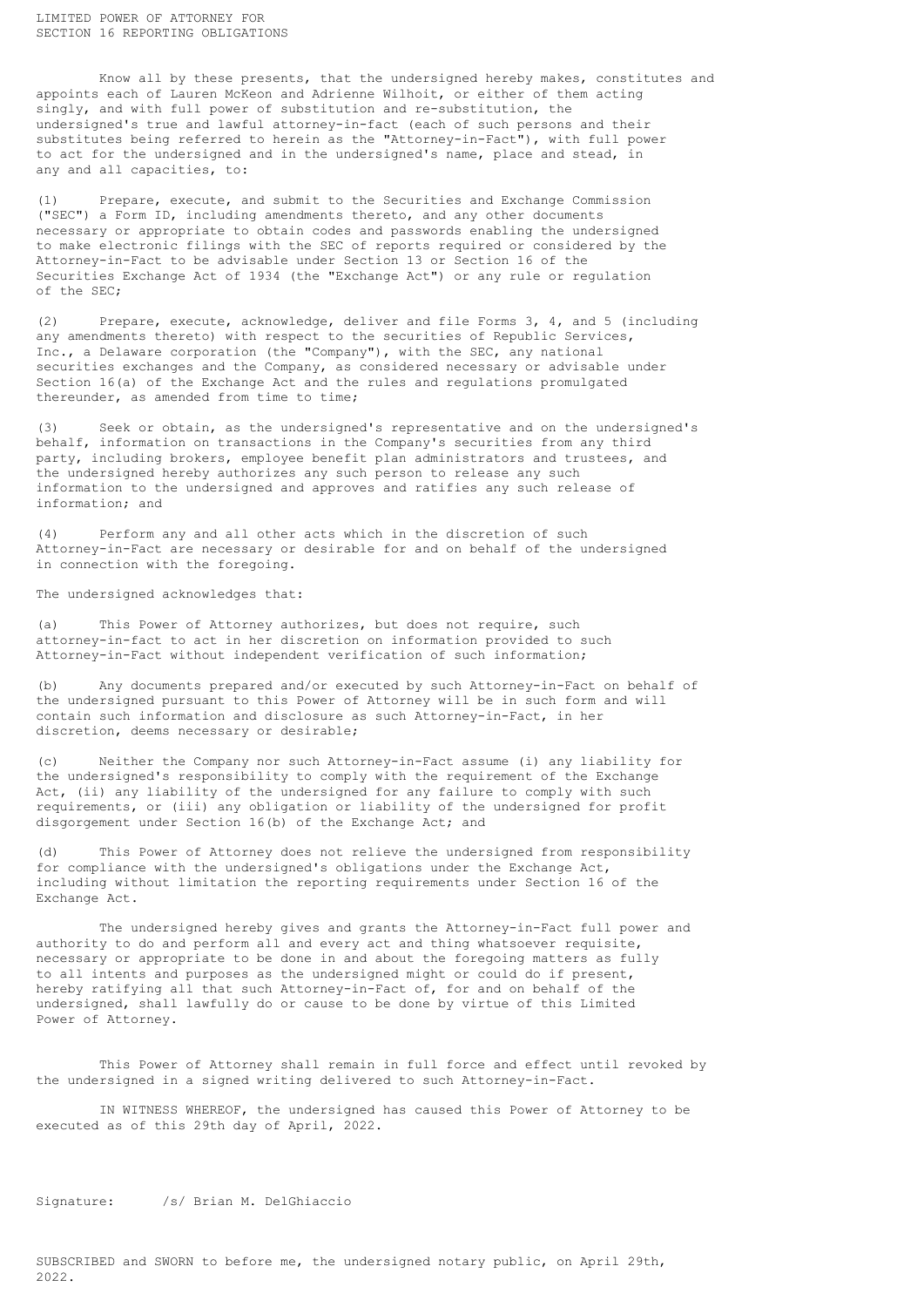# LIMITED POWER OF ATTORNEY FOR SECTION 16 REPORTING OBLIGATIONS

Know all by these presents, that the undersigned hereby makes, constitutes and appoints each of Lauren McKeon and Adrienne Wilhoit, or either of them acting singly, and with full power of substitution and re-substitution, the undersigned's true and lawful attorney-in-fact (each of such persons and their substitutes being referred to herein as the "Attorney-in-Fact"), with full power to act for the undersigned and in the undersigned's name, place and stead, in any and all capacities, to:

(1) Prepare, execute, and submit to the Securities and Exchange Commission ("SEC") a Form ID, including amendments thereto, and any other documents necessary or appropriate to obtain codes and passwords enabling the undersigned to make electronic filings with the SEC of reports required or considered by the Attorney-in-Fact to be advisable under Section 13 or Section 16 of the Securities Exchange Act of 1934 (the "Exchange Act") or any rule or regulation of the SEC;

(2) Prepare, execute, acknowledge, deliver and file Forms 3, 4, and 5 (including any amendments thereto) with respect to the securities of Republic Services, Inc., a Delaware corporation (the "Company"), with the SEC, any national securities exchanges and the Company, as considered necessary or advisable under Section 16(a) of the Exchange Act and the rules and regulations promulgated thereunder, as amended from time to time;

(3) Seek or obtain, as the undersigned's representative and on the undersigned's behalf, information on transactions in the Company's securities from any third party, including brokers, employee benefit plan administrators and trustees, and the undersigned hereby authorizes any such person to release any such information to the undersigned and approves and ratifies any such release of information; and

(4) Perform any and all other acts which in the discretion of such Attorney-in-Fact are necessary or desirable for and on behalf of the undersigned in connection with the foregoing.

The undersigned acknowledges that:

(a) This Power of Attorney authorizes, but does not require, such attorney-in-fact to act in her discretion on information provided to such Attorney-in-Fact without independent verification of such information;

(b) Any documents prepared and/or executed by such Attorney-in-Fact on behalf of the undersigned pursuant to this Power of Attorney will be in such form and will contain such information and disclosure as such Attorney-in-Fact, in her discretion, deems necessary or desirable;

(c) Neither the Company nor such Attorney-in-Fact assume (i) any liability for the undersigned's responsibility to comply with the requirement of the Exchange Act, (ii) any liability of the undersigned for any failure to comply with such requirements, or (iii) any obligation or liability of the undersigned for profit disgorgement under Section 16(b) of the Exchange Act; and

(d) This Power of Attorney does not relieve the undersigned from responsibility for compliance with the undersigned's obligations under the Exchange Act, including without limitation the reporting requirements under Section 16 of the Exchange Act.

The undersigned hereby gives and grants the Attorney-in-Fact full power and authority to do and perform all and every act and thing whatsoever requisite, necessary or appropriate to be done in and about the foregoing matters as fully to all intents and purposes as the undersigned might or could do if present, hereby ratifying all that such Attorney-in-Fact of, for and on behalf of the undersigned, shall lawfully do or cause to be done by virtue of this Limited Power of Attorney.

This Power of Attorney shall remain in full force and effect until revoked by the undersigned in a signed writing delivered to such Attorney-in-Fact.

IN WITNESS WHEREOF, the undersigned has caused this Power of Attorney to be executed as of this 29th day of April, 2022.

Signature: /s/ Brian M. DelGhiaccio

SUBSCRIBED and SWORN to before me, the undersigned notary public, on April 29th, 2022.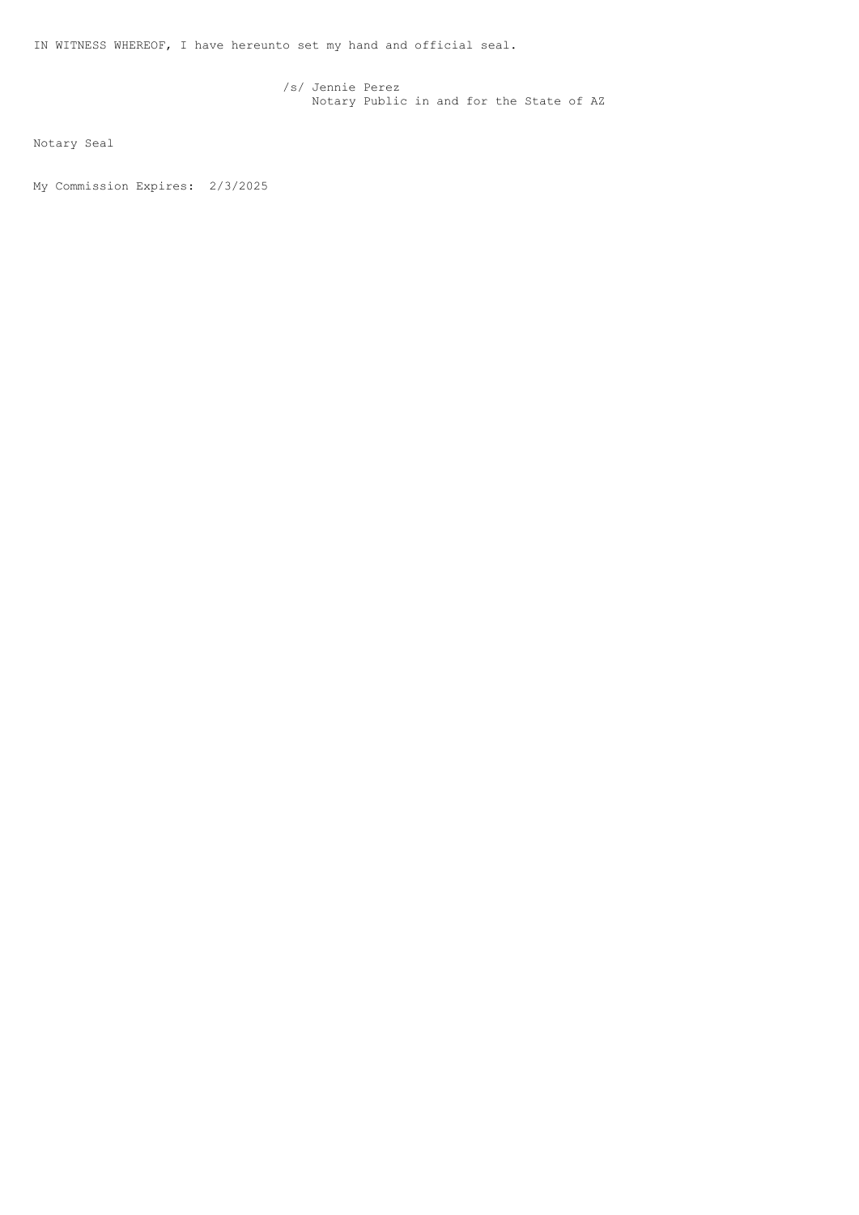IN WITNESS WHEREOF, I have hereunto set my hand and official seal.

/s/ Jennie Perez
Notary Public in and for the State of AZ

Notary Seal

My Commission Expires: 2/3/2025